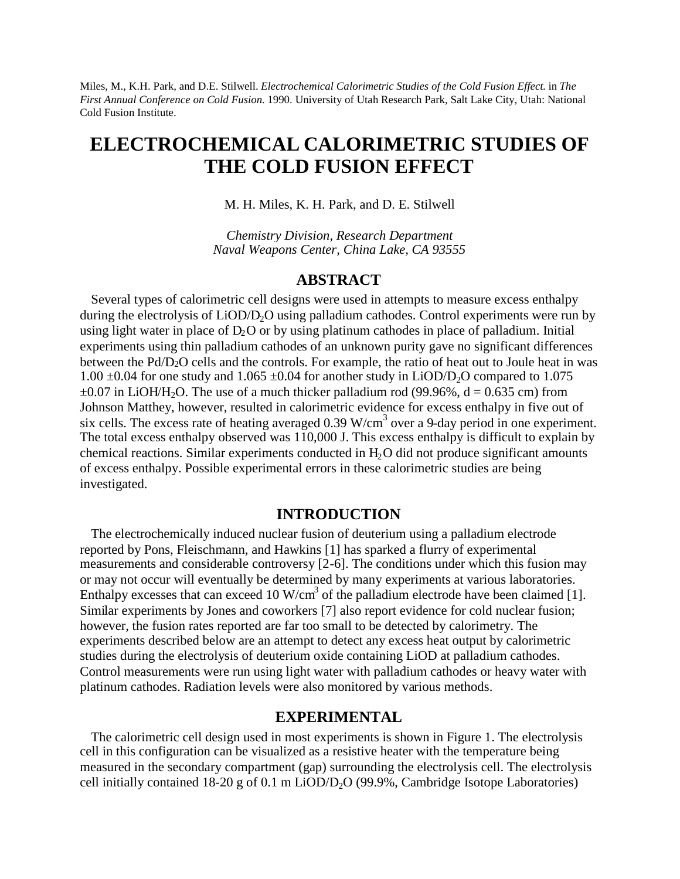Miles, M., K.H. Park, and D.E. Stilwell. *Electrochemical Calorimetric Studies of the Cold Fusion Effect.* in *The First Annual Conference on Cold Fusion.* 1990. University of Utah Research Park, Salt Lake City, Utah: National Cold Fusion Institute.

# ELECTROCHEMICAL CALORIMETRIC STUDIES OF THE COLD FUSION EFFECT

M. H. Miles, K. H. Park, and D. E. Stilwell

*Chemistry Division, Research Department*
*Naval Weapons Center, China Lake, CA 93555*

## ABSTRACT

Several types of calorimetric cell designs were used in attempts to measure excess enthalpy during the electrolysis of $LiOD/D_2O$ using palladium cathodes. Control experiments were run by using light water in place of $D_2O$ or by using platinum cathodes in place of palladium. Initial experiments using thin palladium cathodes of an unknown purity gave no significant differences between the $Pd/D_2O$ cells and the controls. For example, the ratio of heat out to Joule heat in was $1.00 \pm 0.04$ for one study and $1.065 \pm 0.04$ for another study in $LiOD/D_2O$ compared to 1.075 $\pm 0.07$ in $LiOH/H_2O$. The use of a much thicker palladium rod (99.96%, d = 0.635 cm) from Johnson Matthey, however, resulted in calorimetric evidence for excess enthalpy in five out of six cells. The excess rate of heating averaged 0.39 $W/cm^3$ over a 9-day period in one experiment. The total excess enthalpy observed was 110,000 J. This excess enthalpy is difficult to explain by chemical reactions. Similar experiments conducted in $H_2O$ did not produce significant amounts of excess enthalpy. Possible experimental errors in these calorimetric studies are being investigated.

## INTRODUCTION

The electrochemically induced nuclear fusion of deuterium using a palladium electrode reported by Pons, Fleischmann, and Hawkins [1] has sparked a flurry of experimental measurements and considerable controversy [2-6]. The conditions under which this fusion may or may not occur will eventually be determined by many experiments at various laboratories. Enthalpy excesses that can exceed 10 $W/cm^3$ of the palladium electrode have been claimed [1]. Similar experiments by Jones and coworkers [7] also report evidence for cold nuclear fusion; however, the fusion rates reported are far too small to be detected by calorimetry. The experiments described below are an attempt to detect any excess heat output by calorimetric studies during the electrolysis of deuterium oxide containing LiOD at palladium cathodes. Control measurements were run using light water with palladium cathodes or heavy water with platinum cathodes. Radiation levels were also monitored by various methods.

## EXPERIMENTAL

The calorimetric cell design used in most experiments is shown in Figure 1. The electrolysis cell in this configuration can be visualized as a resistive heater with the temperature being measured in the secondary compartment (gap) surrounding the electrolysis cell. The electrolysis cell initially contained 18-20 g of 0.1 m $LiOD/D_2O$ (99.9%, Cambridge Isotope Laboratories)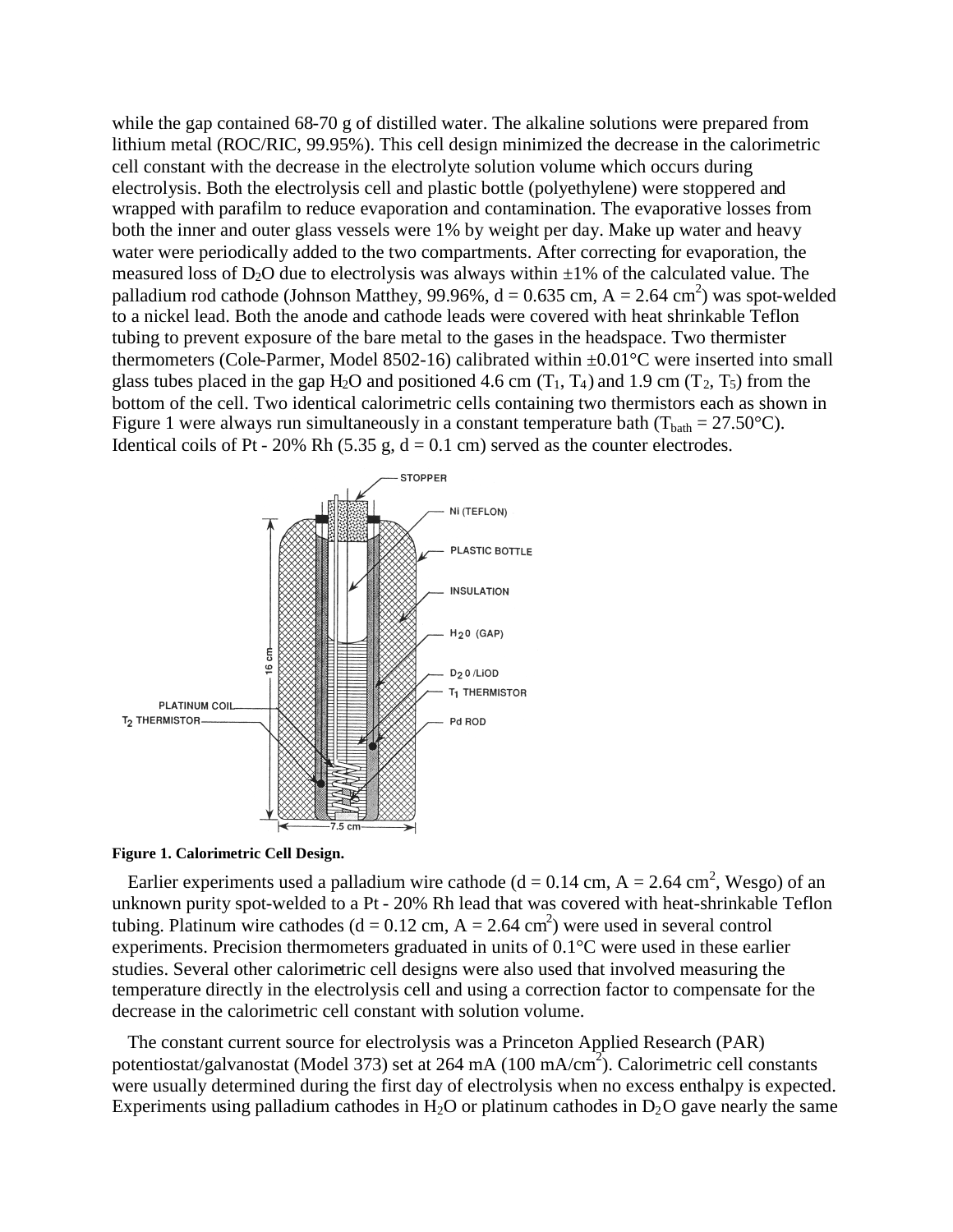while the gap contained 68-70 g of distilled water. The alkaline solutions were prepared from lithium metal (ROC/RIC, 99.95%). This cell design minimized the decrease in the calorimetric cell constant with the decrease in the electrolyte solution volume which occurs during electrolysis. Both the electrolysis cell and plastic bottle (polyethylene) were stoppered and wrapped with parafilm to reduce evaporation and contamination. The evaporative losses from both the inner and outer glass vessels were 1% by weight per day. Make up water and heavy water were periodically added to the two compartments. After correcting for evaporation, the measured loss of $D_2O$ due to electrolysis was always within ±1% of the calculated value. The palladium rod cathode (Johnson Matthey, 99.96%, d = 0.635 cm, A = 2.64 $cm^2$) was spot-welded to a nickel lead. Both the anode and cathode leads were covered with heat shrinkable Teflon tubing to prevent exposure of the bare metal to the gases in the headspace. Two thermister thermometers (Cole-Parmer, Model 8502-16) calibrated within ±0.01°C were inserted into small glass tubes placed in the gap $H_2O$ and positioned 4.6 cm ($T_1$, $T_4$) and 1.9 cm ($T_2$, $T_5$) from the bottom of the cell. Two identical calorimetric cells containing two thermistors each as shown in Figure 1 were always run simultaneously in a constant temperature bath ($T_{bath}$ = 27.50°C). Identical coils of Pt - 20% Rh (5.35 g, d = 0.1 cm) served as the counter electrodes.

**Figure 1. Calorimetric Cell Design.**

Earlier experiments used a palladium wire cathode (d = 0.14 cm, A = 2.64 $cm^2$, Wesgo) of an unknown purity spot-welded to a Pt - 20% Rh lead that was covered with heat-shrinkable Teflon tubing. Platinum wire cathodes (d = 0.12 cm, A = 2.64 $cm^2$) were used in several control experiments. Precision thermometers graduated in units of 0.1°C were used in these earlier studies. Several other calorimetric cell designs were also used that involved measuring the temperature directly in the electrolysis cell and using a correction factor to compensate for the decrease in the calorimetric cell constant with solution volume.

The constant current source for electrolysis was a Princeton Applied Research (PAR) potentiostat/galvanostat (Model 373) set at 264 mA (100 mA/$cm^2$). Calorimetric cell constants were usually determined during the first day of electrolysis when no excess enthalpy is expected. Experiments using palladium cathodes in $H_2O$ or platinum cathodes in $D_2O$ gave nearly the same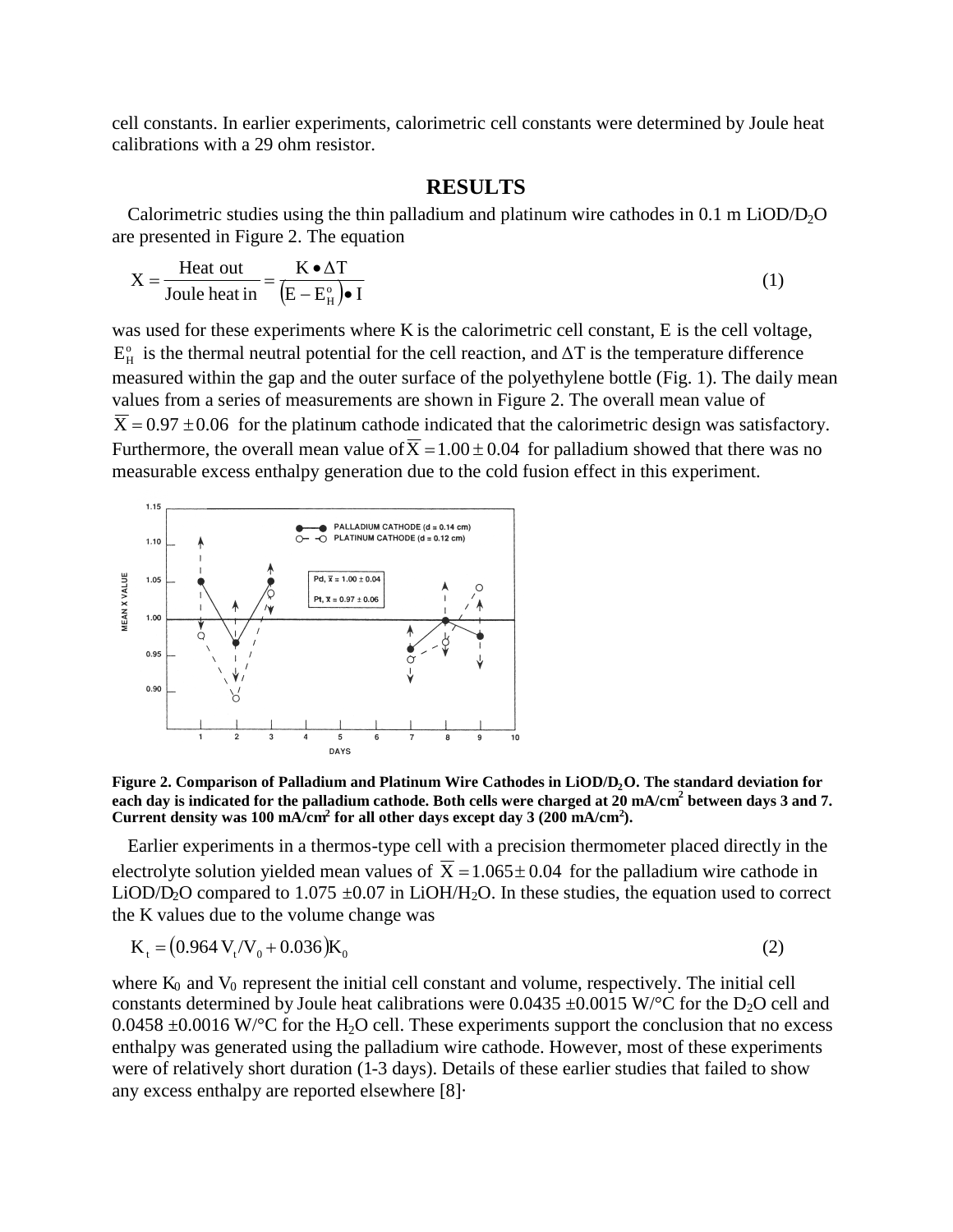cell constants. In earlier experiments, calorimetric cell constants were determined by Joule heat calibrations with a 29 ohm resistor.

## RESULTS

Calorimetric studies using the thin palladium and platinum wire cathodes in 0.1 m $LiOD/D_2O$ are presented in Figure 2. The equation

$$X = \frac{\text{Heat out}}{\text{Joule heat in}} = \frac{K \bullet \Delta T}{\left(E - E_H^o\right) \bullet I} \tag{1}$$

was used for these experiments where K is the calorimetric cell constant, E is the cell voltage, $E_H^o$ is the thermal neutral potential for the cell reaction, and $\Delta T$ is the temperature difference measured within the gap and the outer surface of the polyethylene bottle (Fig. 1). The daily mean values from a series of measurements are shown in Figure 2. The overall mean value of $\overline{X} = 0.97 \pm 0.06$ for the platinum cathode indicated that the calorimetric design was satisfactory. Furthermore, the overall mean value of $\overline{X} = 1.00 \pm 0.04$ for palladium showed that there was no measurable excess enthalpy generation due to the cold fusion effect in this experiment.

**Figure 2. Comparison of Palladium and Platinum Wire Cathodes in $LiOD/D_2O$. The standard deviation for each day is indicated for the palladium cathode. Both cells were charged at 20 $mA/cm^2$ between days 3 and 7. Current density was 100 $mA/cm^2$ for all other days except day 3 (200 $mA/cm^2$).**

Earlier experiments in a thermos-type cell with a precision thermometer placed directly in the electrolyte solution yielded mean values of $\overline{X} = 1.065 \pm 0.04$ for the palladium wire cathode in $LiOD/D_2O$ compared to 1.075 ±0.07 in $LiOH/H_2O$. In these studies, the equation used to correct the K values due to the volume change was

$$K_t = \left(0.964\, V_t/V_0 + 0.036\right)K_0 \tag{2}$$

where $K_0$ and $V_0$ represent the initial cell constant and volume, respectively. The initial cell constants determined by Joule heat calibrations were 0.0435 ±0.0015 W/°C for the $D_2O$ cell and 0.0458 ±0.0016 W/°C for the $H_2O$ cell. These experiments support the conclusion that no excess enthalpy was generated using the palladium wire cathode. However, most of these experiments were of relatively short duration (1-3 days). Details of these earlier studies that failed to show any excess enthalpy are reported elsewhere [8]·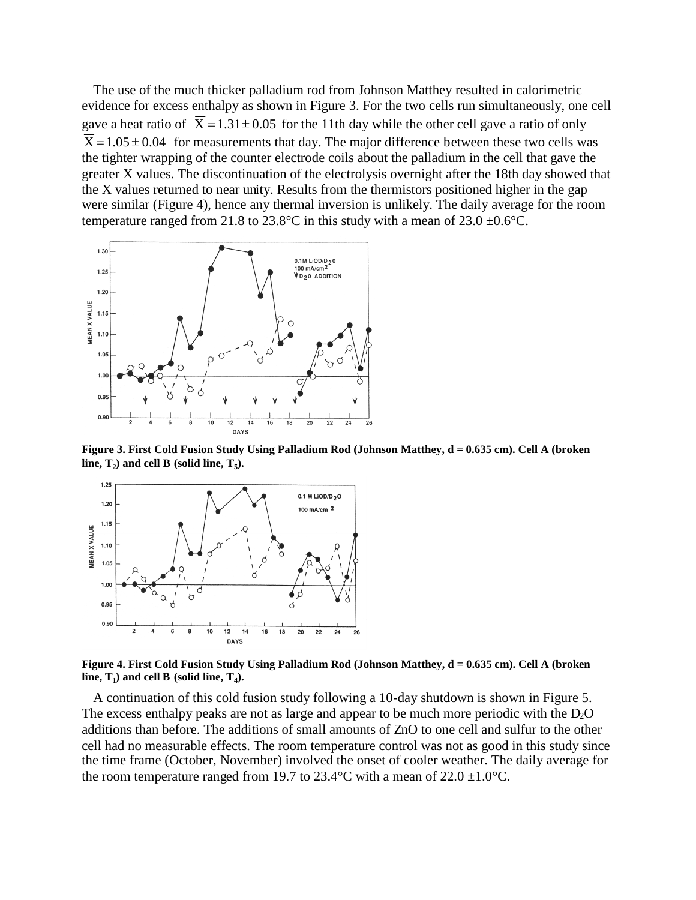The use of the much thicker palladium rod from Johnson Matthey resulted in calorimetric evidence for excess enthalpy as shown in Figure 3. For the two cells run simultaneously, one cell gave a heat ratio of $\overline{X} = 1.31 \pm 0.05$ for the 11th day while the other cell gave a ratio of only $\overline{X} = 1.05 \pm 0.04$ for measurements that day. The major difference between these two cells was the tighter wrapping of the counter electrode coils about the palladium in the cell that gave the greater X values. The discontinuation of the electrolysis overnight after the 18th day showed that the X values returned to near unity. Results from the thermistors positioned higher in the gap were similar (Figure 4), hence any thermal inversion is unlikely. The daily average for the room temperature ranged from 21.8 to 23.8°C in this study with a mean of 23.0 ±0.6°C.

**Figure 3. First Cold Fusion Study Using Palladium Rod (Johnson Matthey, d = 0.635 cm). Cell A (broken line, $T_2$) and cell B (solid line, $T_5$).**

**Figure 4. First Cold Fusion Study Using Palladium Rod (Johnson Matthey, d = 0.635 cm). Cell A (broken line, $T_1$) and cell B (solid line, $T_4$).**

A continuation of this cold fusion study following a 10-day shutdown is shown in Figure 5. The excess enthalpy peaks are not as large and appear to be much more periodic with the $D_2O$ additions than before. The additions of small amounts of ZnO to one cell and sulfur to the other cell had no measurable effects. The room temperature control was not as good in this study since the time frame (October, November) involved the onset of cooler weather. The daily average for the room temperature ranged from 19.7 to 23.4°C with a mean of 22.0 ±1.0°C.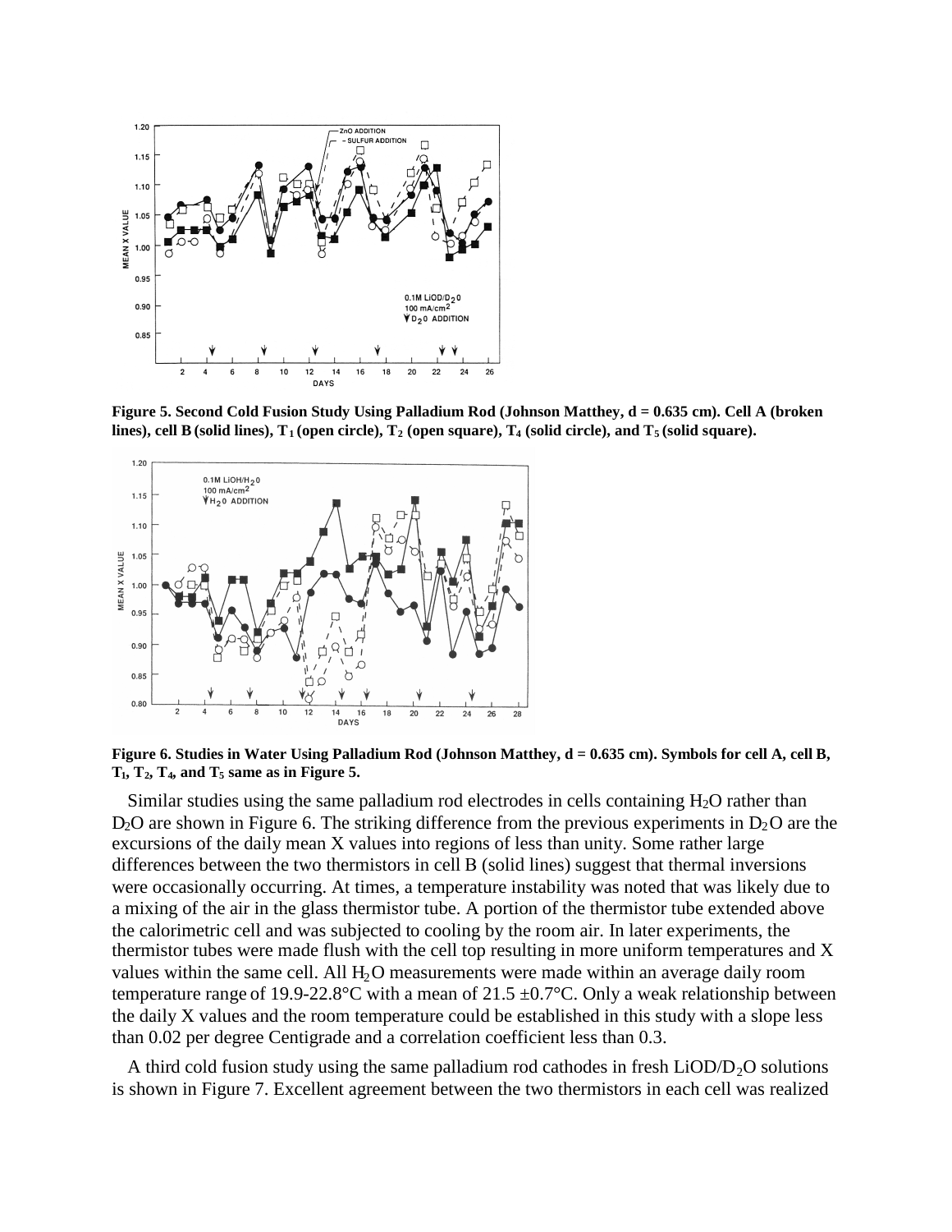**Figure 5. Second Cold Fusion Study Using Palladium Rod (Johnson Matthey, d = 0.635 cm). Cell A (broken lines), cell B (solid lines), $T_1$ (open circle), $T_2$ (open square), $T_4$ (solid circle), and $T_5$ (solid square).**

**Figure 6. Studies in Water Using Palladium Rod (Johnson Matthey, d = 0.635 cm). Symbols for cell A, cell B, $T_1$, $T_2$, $T_4$, and $T_5$ same as in Figure 5.**

Similar studies using the same palladium rod electrodes in cells containing $H_2O$ rather than $D_2O$ are shown in Figure 6. The striking difference from the previous experiments in $D_2O$ are the excursions of the daily mean X values into regions of less than unity. Some rather large differences between the two thermistors in cell B (solid lines) suggest that thermal inversions were occasionally occurring. At times, a temperature instability was noted that was likely due to a mixing of the air in the glass thermistor tube. A portion of the thermistor tube extended above the calorimetric cell and was subjected to cooling by the room air. In later experiments, the thermistor tubes were made flush with the cell top resulting in more uniform temperatures and X values within the same cell. All $H_2O$ measurements were made within an average daily room temperature range of 19.9-22.8°C with a mean of 21.5 ±0.7°C. Only a weak relationship between the daily X values and the room temperature could be established in this study with a slope less than 0.02 per degree Centigrade and a correlation coefficient less than 0.3.

A third cold fusion study using the same palladium rod cathodes in fresh $LiOD/D_2O$ solutions is shown in Figure 7. Excellent agreement between the two thermistors in each cell was realized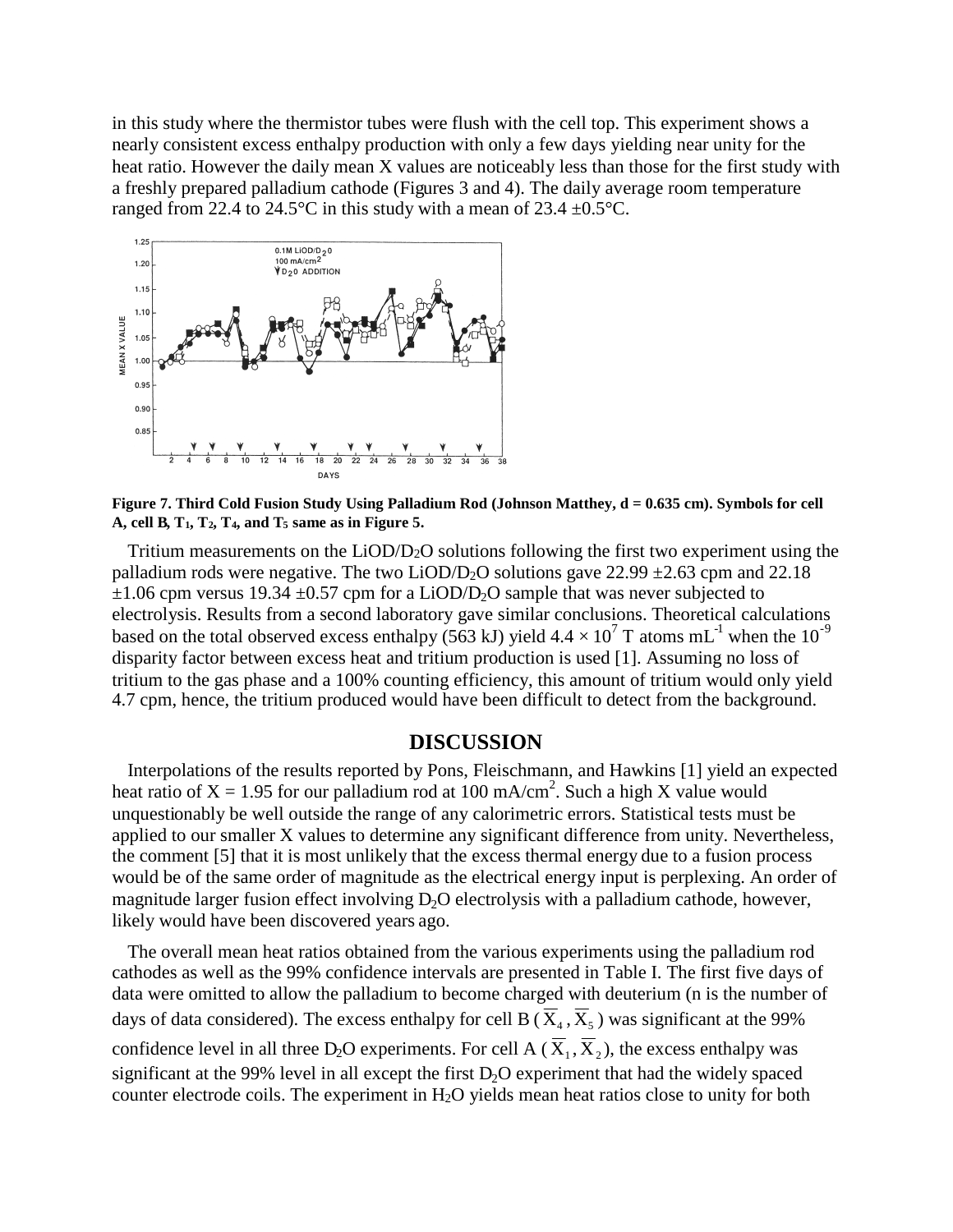in this study where the thermistor tubes were flush with the cell top. This experiment shows a nearly consistent excess enthalpy production with only a few days yielding near unity for the heat ratio. However the daily mean X values are noticeably less than those for the first study with a freshly prepared palladium cathode (Figures 3 and 4). The daily average room temperature ranged from 22.4 to 24.5°C in this study with a mean of 23.4 ±0.5°C.

**Figure 7. Third Cold Fusion Study Using Palladium Rod (Johnson Matthey, d = 0.635 cm). Symbols for cell A, cell B, $T_1$, $T_2$, $T_4$, and $T_5$ same as in Figure 5.**

Tritium measurements on the $LiOD/D_2O$ solutions following the first two experiment using the palladium rods were negative. The two $LiOD/D_2O$ solutions gave 22.99 ±2.63 cpm and 22.18 ±1.06 cpm versus 19.34 ±0.57 cpm for a $LiOD/D_2O$ sample that was never subjected to electrolysis. Results from a second laboratory gave similar conclusions. Theoretical calculations based on the total observed excess enthalpy (563 kJ) yield $4.4 \times 10^7$ T atoms $mL^{-1}$ when the $10^{-9}$ disparity factor between excess heat and tritium production is used [1]. Assuming no loss of tritium to the gas phase and a 100% counting efficiency, this amount of tritium would only yield 4.7 cpm, hence, the tritium produced would have been difficult to detect from the background.

## DISCUSSION

Interpolations of the results reported by Pons, Fleischmann, and Hawkins [1] yield an expected heat ratio of X = 1.95 for our palladium rod at 100 $mA/cm^2$. Such a high X value would unquestionably be well outside the range of any calorimetric errors. Statistical tests must be applied to our smaller X values to determine any significant difference from unity. Nevertheless, the comment [5] that it is most unlikely that the excess thermal energy due to a fusion process would be of the same order of magnitude as the electrical energy input is perplexing. An order of magnitude larger fusion effect involving $D_2O$ electrolysis with a palladium cathode, however, likely would have been discovered years ago.

The overall mean heat ratios obtained from the various experiments using the palladium rod cathodes as well as the 99% confidence intervals are presented in Table I. The first five days of data were omitted to allow the palladium to become charged with deuterium (n is the number of days of data considered). The excess enthalpy for cell B ($\overline{X}_4$, $\overline{X}_5$) was significant at the 99% confidence level in all three $D_2O$ experiments. For cell A ($\overline{X}_1$, $\overline{X}_2$), the excess enthalpy was significant at the 99% level in all except the first $D_2O$ experiment that had the widely spaced counter electrode coils. The experiment in $H_2O$ yields mean heat ratios close to unity for both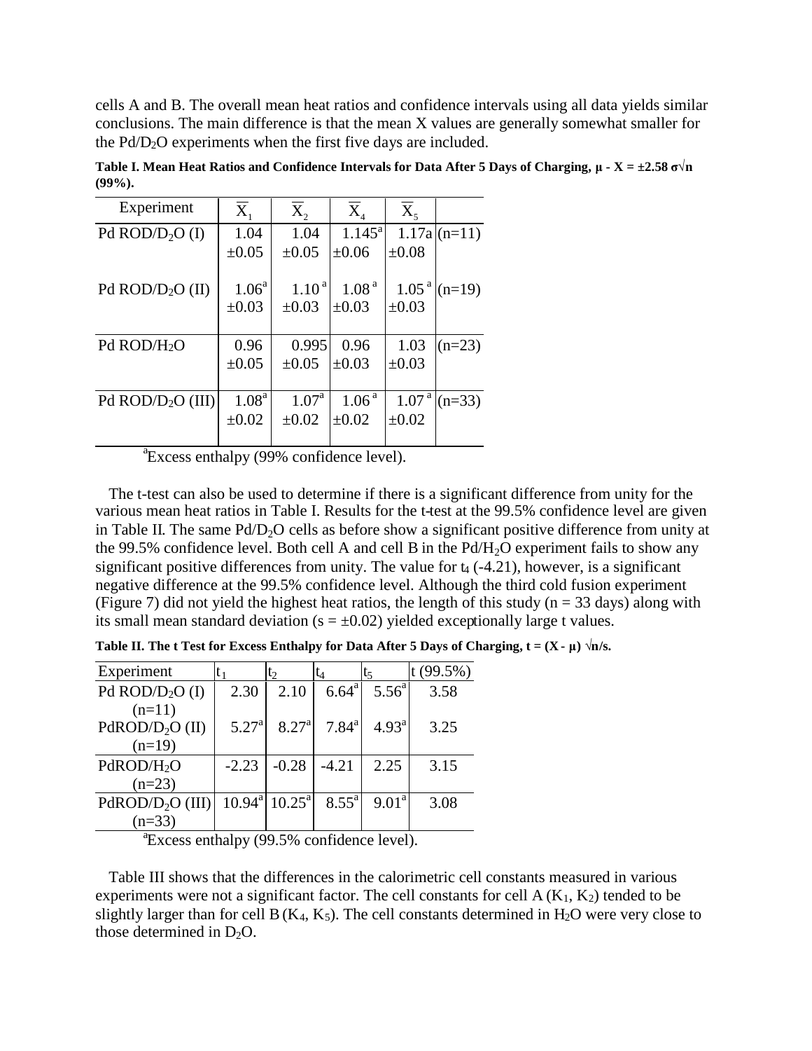cells A and B. The overall mean heat ratios and confidence intervals using all data yields similar conclusions. The main difference is that the mean X values are generally somewhat smaller for the $Pd/D_2O$ experiments when the first five days are included.

**Table I. Mean Heat Ratios and Confidence Intervals for Data After 5 Days of Charging, $\mu$ - X = ±2.58 $\sigma\sqrt{n}$ (99%).**

| Experiment | $\overline{X}_1$ | $\overline{X}_2$ | $\overline{X}_4$ | $\overline{X}_5$ | |
|---|---|---|---|---|---|
| Pd ROD/$D_2O$ (I) | 1.04 ±0.05 | 1.04 ±0.05 | 1.145[a] ±0.06 | 1.17a ±0.08 | (n=11) |
| Pd ROD/$D_2O$ (II) | 1.06[a] ±0.03 | 1.10[a] ±0.03 | 1.08[a] ±0.03 | 1.05[a] ±0.03 | (n=19) |
| Pd ROD/$H_2O$ | 0.96 ±0.05 | 0.995 ±0.05 | 0.96 ±0.03 | 1.03 ±0.03 | (n=23) |
| Pd ROD/$D_2O$ (III) | 1.08[a] ±0.02 | 1.07[a] ±0.02 | 1.06[a] ±0.02 | 1.07[a] ±0.02 | (n=33) |

[a]Excess enthalpy (99% confidence level).

The t-test can also be used to determine if there is a significant difference from unity for the various mean heat ratios in Table I. Results for the t-test at the 99.5% confidence level are given in Table II. The same $Pd/D_2O$ cells as before show a significant positive difference from unity at the 99.5% confidence level. Both cell A and cell B in the $Pd/H_2O$ experiment fails to show any significant positive differences from unity. The value for $t_4$ (-4.21), however, is a significant negative difference at the 99.5% confidence level. Although the third cold fusion experiment (Figure 7) did not yield the highest heat ratios, the length of this study (n = 33 days) along with its small mean standard deviation (s = ±0.02) yielded exceptionally large t values.

**Table II. The t Test for Excess Enthalpy for Data After 5 Days of Charging, t = (X - $\mu$) $\sqrt{n}$/s.**

| Experiment | $t_1$ | $t_2$ | $t_4$ | $t_5$ | t (99.5%) |
|---|---|---|---|---|---|
| Pd ROD/$D_2O$ (I) (n=11) | 2.30 | 2.10 | 6.64[a] | 5.56[a] | 3.58 |
| PdROD/$D_2O$ (II) (n=19) | 5.27[a] | 8.27[a] | 7.84[a] | 4.93[a] | 3.25 |
| PdROD/$H_2O$ (n=23) | -2.23 | -0.28 | -4.21 | 2.25 | 3.15 |
| PdROD/$D_2O$ (III) (n=33) | 10.94[a] | 10.25[a] | 8.55[a] | 9.01[a] | 3.08 |

[a]Excess enthalpy (99.5% confidence level).

Table III shows that the differences in the calorimetric cell constants measured in various experiments were not a significant factor. The cell constants for cell A ($K_1$, $K_2$) tended to be slightly larger than for cell B ($K_4$, $K_5$). The cell constants determined in $H_2O$ were very close to those determined in $D_2O$.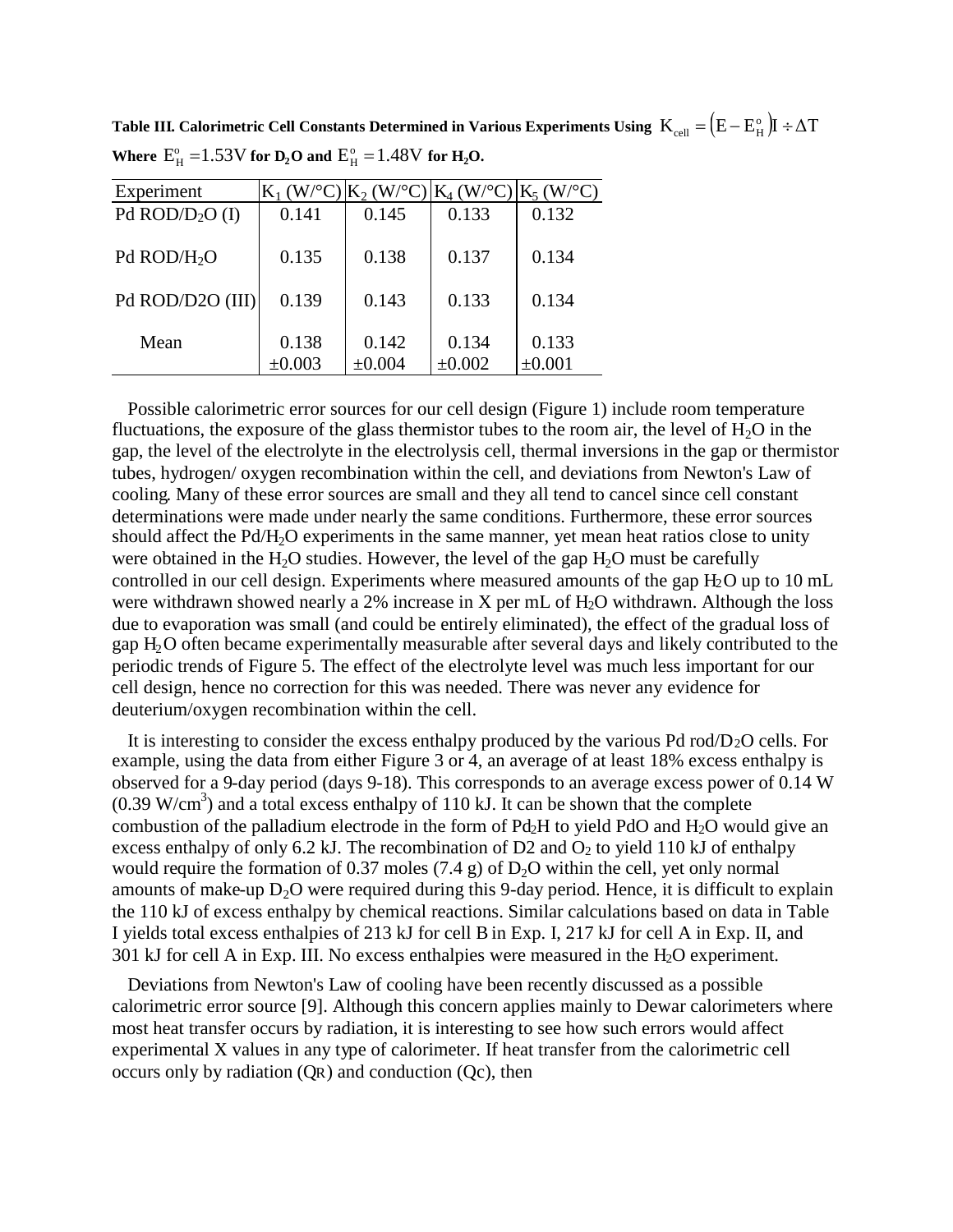**Table III. Calorimetric Cell Constants Determined in Various Experiments Using $K_{cell} = \left(E - E^o_H\right)I \div \Delta T$ Where $E^o_H = 1.53V$ for $D_2O$ and $E^o_H = 1.48V$ for $H_2O$.**

| Experiment | $K_1$ (W/°C) | $K_2$ (W/°C) | $K_4$ (W/°C) | $K_5$ (W/°C) |
|---|---|---|---|---|
| Pd ROD/$D_2O$ (I) | 0.141 | 0.145 | 0.133 | 0.132 |
| Pd ROD/$H_2O$ | 0.135 | 0.138 | 0.137 | 0.134 |
| Pd ROD/D2O (III) | 0.139 | 0.143 | 0.133 | 0.134 |
| Mean | 0.138 ±0.003 | 0.142 ±0.004 | 0.134 ±0.002 | 0.133 ±0.001 |

Possible calorimetric error sources for our cell design (Figure 1) include room temperature fluctuations, the exposure of the glass thermistor tubes to the room air, the level of $H_2O$ in the gap, the level of the electrolyte in the electrolysis cell, thermal inversions in the gap or thermistor tubes, hydrogen/ oxygen recombination within the cell, and deviations from Newton's Law of cooling. Many of these error sources are small and they all tend to cancel since cell constant determinations were made under nearly the same conditions. Furthermore, these error sources should affect the Pd/$H_2O$ experiments in the same manner, yet mean heat ratios close to unity were obtained in the $H_2O$ studies. However, the level of the gap $H_2O$ must be carefully controlled in our cell design. Experiments where measured amounts of the gap $H_2O$ up to 10 mL were withdrawn showed nearly a 2% increase in X per mL of $H_2O$ withdrawn. Although the loss due to evaporation was small (and could be entirely eliminated), the effect of the gradual loss of gap $H_2O$ often became experimentally measurable after several days and likely contributed to the periodic trends of Figure 5. The effect of the electrolyte level was much less important for our cell design, hence no correction for this was needed. There was never any evidence for deuterium/oxygen recombination within the cell.

It is interesting to consider the excess enthalpy produced by the various Pd rod/$D_2O$ cells. For example, using the data from either Figure 3 or 4, an average of at least 18% excess enthalpy is observed for a 9-day period (days 9-18). This corresponds to an average excess power of 0.14 W (0.39 W/cm$^3$) and a total excess enthalpy of 110 kJ. It can be shown that the complete combustion of the palladium electrode in the form of $Pd_2H$ to yield PdO and $H_2O$ would give an excess enthalpy of only 6.2 kJ. The recombination of D2 and $O_2$ to yield 110 kJ of enthalpy would require the formation of 0.37 moles (7.4 g) of $D_2O$ within the cell, yet only normal amounts of make-up $D_2O$ were required during this 9-day period. Hence, it is difficult to explain the 110 kJ of excess enthalpy by chemical reactions. Similar calculations based on data in Table I yields total excess enthalpies of 213 kJ for cell B in Exp. I, 217 kJ for cell A in Exp. II, and 301 kJ for cell A in Exp. III. No excess enthalpies were measured in the $H_2O$ experiment.

Deviations from Newton's Law of cooling have been recently discussed as a possible calorimetric error source [9]. Although this concern applies mainly to Dewar calorimeters where most heat transfer occurs by radiation, it is interesting to see how such errors would affect experimental X values in any type of calorimeter. If heat transfer from the calorimetric cell occurs only by radiation ($Q_R$) and conduction ($Q_C$), then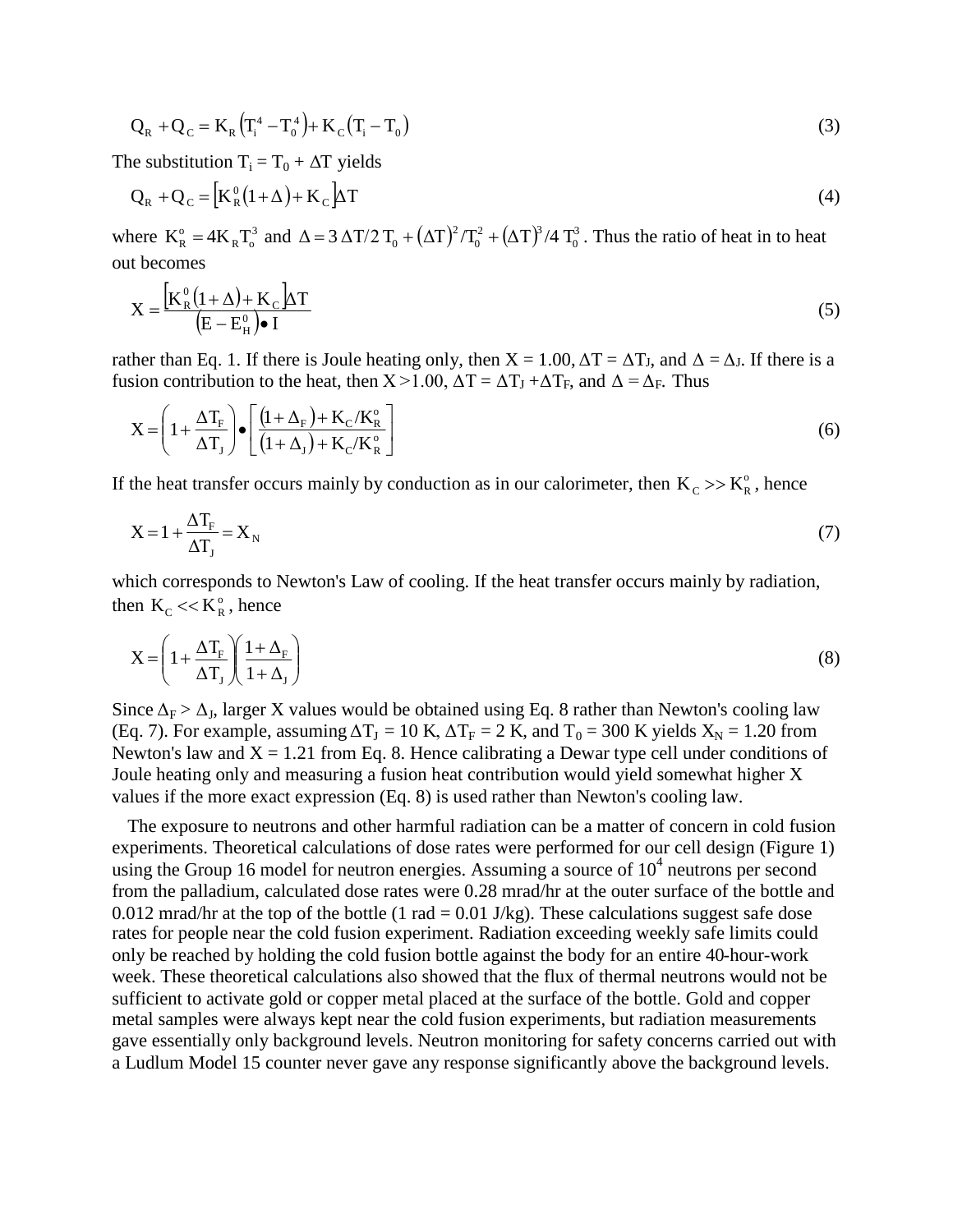$$Q_R + Q_C = K_R\left(T_i^4 - T_0^4\right) + K_C\left(T_i - T_0\right) \tag{3}$$

The substitution $T_i = T_0 + \Delta T$ yields

$$Q_R + Q_C = \left[K_R^0\left(1+\Delta\right) + K_C\right]\Delta T \tag{4}$$

where $K_R^o = 4K_R T_o^3$ and $\Delta = 3\,\Delta T/2\,T_0 + \left(\Delta T\right)^2/T_0^2 + \left(\Delta T\right)^3/4\,T_0^3$. Thus the ratio of heat in to heat out becomes

$$X = \frac{\left[K_R^0\left(1+\Delta\right) + K_C\right]\Delta T}{\left(E - E_H^0\right)\bullet I} \tag{5}$$

rather than Eq. 1. If there is Joule heating only, then $X = 1.00$, $\Delta T = \Delta T_J$, and $\Delta = \Delta_J$. If there is a fusion contribution to the heat, then $X > 1.00$, $\Delta T = \Delta T_J + \Delta T_F$, and $\Delta = \Delta_F$. Thus

$$X = \left(1 + \frac{\Delta T_F}{\Delta T_J}\right)\bullet\left[\frac{\left(1+\Delta_F\right) + K_C/K_R^o}{\left(1+\Delta_J\right) + K_C/K_R^o}\right] \tag{6}$$

If the heat transfer occurs mainly by conduction as in our calorimeter, then $K_C >> K_R^o$, hence

$$X = 1 + \frac{\Delta T_F}{\Delta T_J} = X_N \tag{7}$$

which corresponds to Newton's Law of cooling. If the heat transfer occurs mainly by radiation, then $K_C << K_R^o$, hence

$$X = \left(1 + \frac{\Delta T_F}{\Delta T_J}\right)\left(\frac{1+\Delta_F}{1+\Delta_J}\right) \tag{8}$$

Since $\Delta_F > \Delta_J$, larger X values would be obtained using Eq. 8 rather than Newton's cooling law (Eq. 7). For example, assuming $\Delta T_J = 10$ K, $\Delta T_F = 2$ K, and $T_0 = 300$ K yields $X_N = 1.20$ from Newton's law and $X = 1.21$ from Eq. 8. Hence calibrating a Dewar type cell under conditions of Joule heating only and measuring a fusion heat contribution would yield somewhat higher X values if the more exact expression (Eq. 8) is used rather than Newton's cooling law.

The exposure to neutrons and other harmful radiation can be a matter of concern in cold fusion experiments. Theoretical calculations of dose rates were performed for our cell design (Figure 1) using the Group 16 model for neutron energies. Assuming a source of $10^4$ neutrons per second from the palladium, calculated dose rates were 0.28 mrad/hr at the outer surface of the bottle and 0.012 mrad/hr at the top of the bottle (1 rad = 0.01 J/kg). These calculations suggest safe dose rates for people near the cold fusion experiment. Radiation exceeding weekly safe limits could only be reached by holding the cold fusion bottle against the body for an entire 40-hour-work week. These theoretical calculations also showed that the flux of thermal neutrons would not be sufficient to activate gold or copper metal placed at the surface of the bottle. Gold and copper metal samples were always kept near the cold fusion experiments, but radiation measurements gave essentially only background levels. Neutron monitoring for safety concerns carried out with a Ludlum Model 15 counter never gave any response significantly above the background levels.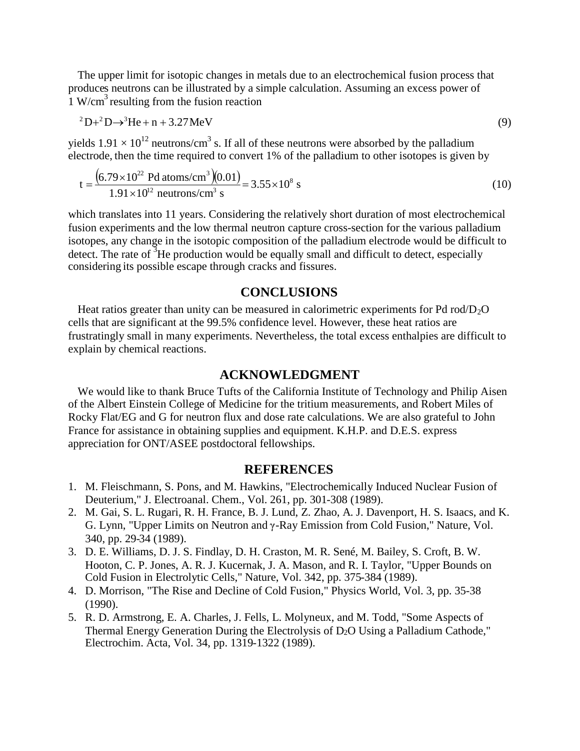The upper limit for isotopic changes in metals due to an electrochemical fusion process that produces neutrons can be illustrated by a simple calculation. Assuming an excess power of 1 W/cm$^3$ resulting from the fusion reaction

$$^{2}D + ^{2}D \rightarrow ^{3}He + n + 3.27\,MeV \tag{9}$$

yields $1.91 \times 10^{12}$ neutrons/cm$^3$ s. If all of these neutrons were absorbed by the palladium electrode, then the time required to convert 1% of the palladium to other isotopes is given by

$$t = \frac{\left(6.79 \times 10^{22}\ \text{Pd atoms/cm}^3\right)(0.01)}{1.91 \times 10^{12}\ \text{neutrons/cm}^3\ \text{s}} = 3.55 \times 10^{8}\ \text{s} \tag{10}$$

which translates into 11 years. Considering the relatively short duration of most electrochemical fusion experiments and the low thermal neutron capture cross-section for the various palladium isotopes, any change in the isotopic composition of the palladium electrode would be difficult to detect. The rate of $^3$He production would be equally small and difficult to detect, especially considering its possible escape through cracks and fissures.

## CONCLUSIONS

Heat ratios greater than unity can be measured in calorimetric experiments for Pd rod/$D_2O$ cells that are significant at the 99.5% confidence level. However, these heat ratios are frustratingly small in many experiments. Nevertheless, the total excess enthalpies are difficult to explain by chemical reactions.

## ACKNOWLEDGMENT

We would like to thank Bruce Tufts of the California Institute of Technology and Philip Aisen of the Albert Einstein College of Medicine for the tritium measurements, and Robert Miles of Rocky Flat/EG and G for neutron flux and dose rate calculations. We are also grateful to John France for assistance in obtaining supplies and equipment. K.H.P. and D.E.S. express appreciation for ONT/ASEE postdoctoral fellowships.

## REFERENCES

1. M. Fleischmann, S. Pons, and M. Hawkins, "Electrochemically Induced Nuclear Fusion of Deuterium," J. Electroanal. Chem., Vol. 261, pp. 301-308 (1989).
2. M. Gai, S. L. Rugari, R. H. France, B. J. Lund, Z. Zhao, A. J. Davenport, H. S. Isaacs, and K. G. Lynn, "Upper Limits on Neutron and $\gamma$-Ray Emission from Cold Fusion," Nature, Vol. 340, pp. 29-34 (1989).
3. D. E. Williams, D. J. S. Findlay, D. H. Craston, M. R. Sené, M. Bailey, S. Croft, B. W. Hooton, C. P. Jones, A. R. J. Kucernak, J. A. Mason, and R. I. Taylor, "Upper Bounds on Cold Fusion in Electrolytic Cells," Nature, Vol. 342, pp. 375-384 (1989).
4. D. Morrison, "The Rise and Decline of Cold Fusion," Physics World, Vol. 3, pp. 35-38 (1990).
5. R. D. Armstrong, E. A. Charles, J. Fells, L. Molyneux, and M. Todd, "Some Aspects of Thermal Energy Generation During the Electrolysis of $D_2O$ Using a Palladium Cathode," Electrochim. Acta, Vol. 34, pp. 1319-1322 (1989).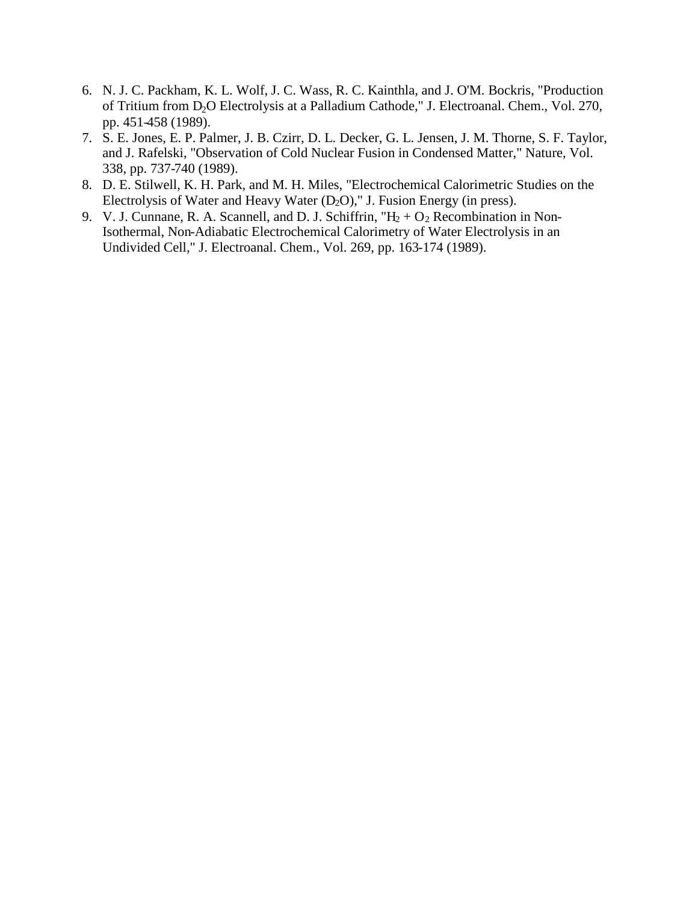6. N. J. C. Packham, K. L. Wolf, J. C. Wass, R. C. Kainthla, and J. O'M. Bockris, "Production of Tritium from $D_2O$ Electrolysis at a Palladium Cathode," J. Electroanal. Chem., Vol. 270, pp. 451-458 (1989).
7. S. E. Jones, E. P. Palmer, J. B. Czirr, D. L. Decker, G. L. Jensen, J. M. Thorne, S. F. Taylor, and J. Rafelski, "Observation of Cold Nuclear Fusion in Condensed Matter," Nature, Vol. 338, pp. 737-740 (1989).
8. D. E. Stilwell, K. H. Park, and M. H. Miles, "Electrochemical Calorimetric Studies on the Electrolysis of Water and Heavy Water ($D_2O$)," J. Fusion Energy (in press).
9. V. J. Cunnane, R. A. Scannell, and D. J. Schiffrin, "$H_2$ + $O_2$ Recombination in Non-Isothermal, Non-Adiabatic Electrochemical Calorimetry of Water Electrolysis in an Undivided Cell," J. Electroanal. Chem., Vol. 269, pp. 163-174 (1989).